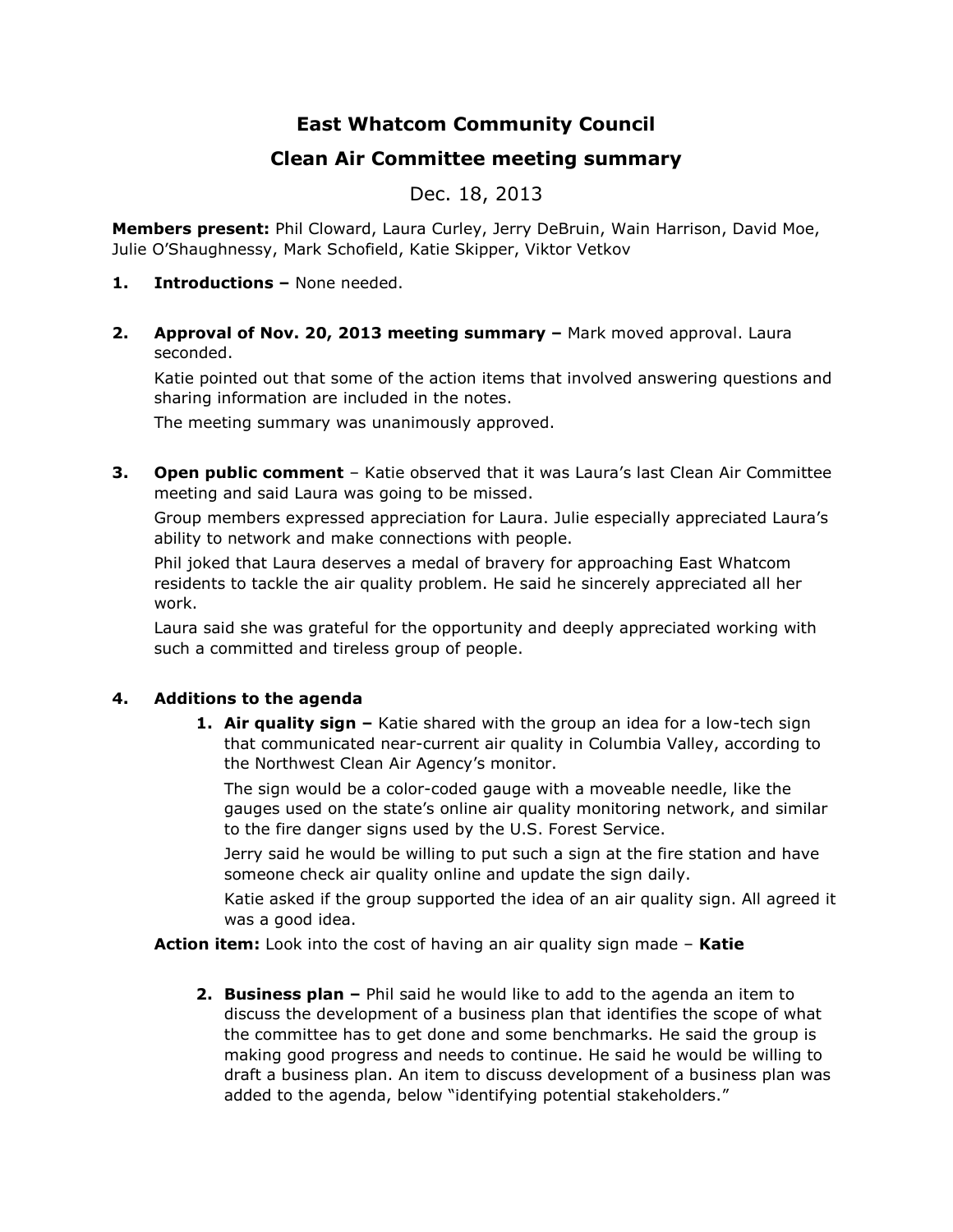# East Whatcom Community Council

## Clean Air Committee meeting summary

Dec. 18, 2013

**Members present:** Phil Cloward, Laura Curley, Jerry DeBruin, Wain Harrison, David Moe, Julie O'Shaughnessy, Mark Schofield, Katie Skipper, Viktor Vetkov

1. **Introductions –** None needed.

2. **Approval of Nov. 20, 2013 meeting summary –** Mark moved approval. Laura seconded.

   Katie pointed out that some of the action items that involved answering questions and sharing information are included in the notes.

   The meeting summary was unanimously approved.

3. **Open public comment** – Katie observed that it was Laura's last Clean Air Committee meeting and said Laura was going to be missed.

   Group members expressed appreciation for Laura. Julie especially appreciated Laura's ability to network and make connections with people.

   Phil joked that Laura deserves a medal of bravery for approaching East Whatcom residents to tackle the air quality problem. He said he sincerely appreciated all her work.

   Laura said she was grateful for the opportunity and deeply appreciated working with such a committed and tireless group of people.

4. **Additions to the agenda**

   1. **Air quality sign –** Katie shared with the group an idea for a low-tech sign that communicated near-current air quality in Columbia Valley, according to the Northwest Clean Air Agency's monitor.

      The sign would be a color-coded gauge with a moveable needle, like the gauges used on the state's online air quality monitoring network, and similar to the fire danger signs used by the U.S. Forest Service.

      Jerry said he would be willing to put such a sign at the fire station and have someone check air quality online and update the sign daily.

      Katie asked if the group supported the idea of an air quality sign. All agreed it was a good idea.

   **Action item:** Look into the cost of having an air quality sign made – **Katie**

   2. **Business plan –** Phil said he would like to add to the agenda an item to discuss the development of a business plan that identifies the scope of what the committee has to get done and some benchmarks. He said the group is making good progress and needs to continue. He said he would be willing to draft a business plan. An item to discuss development of a business plan was added to the agenda, below "identifying potential stakeholders."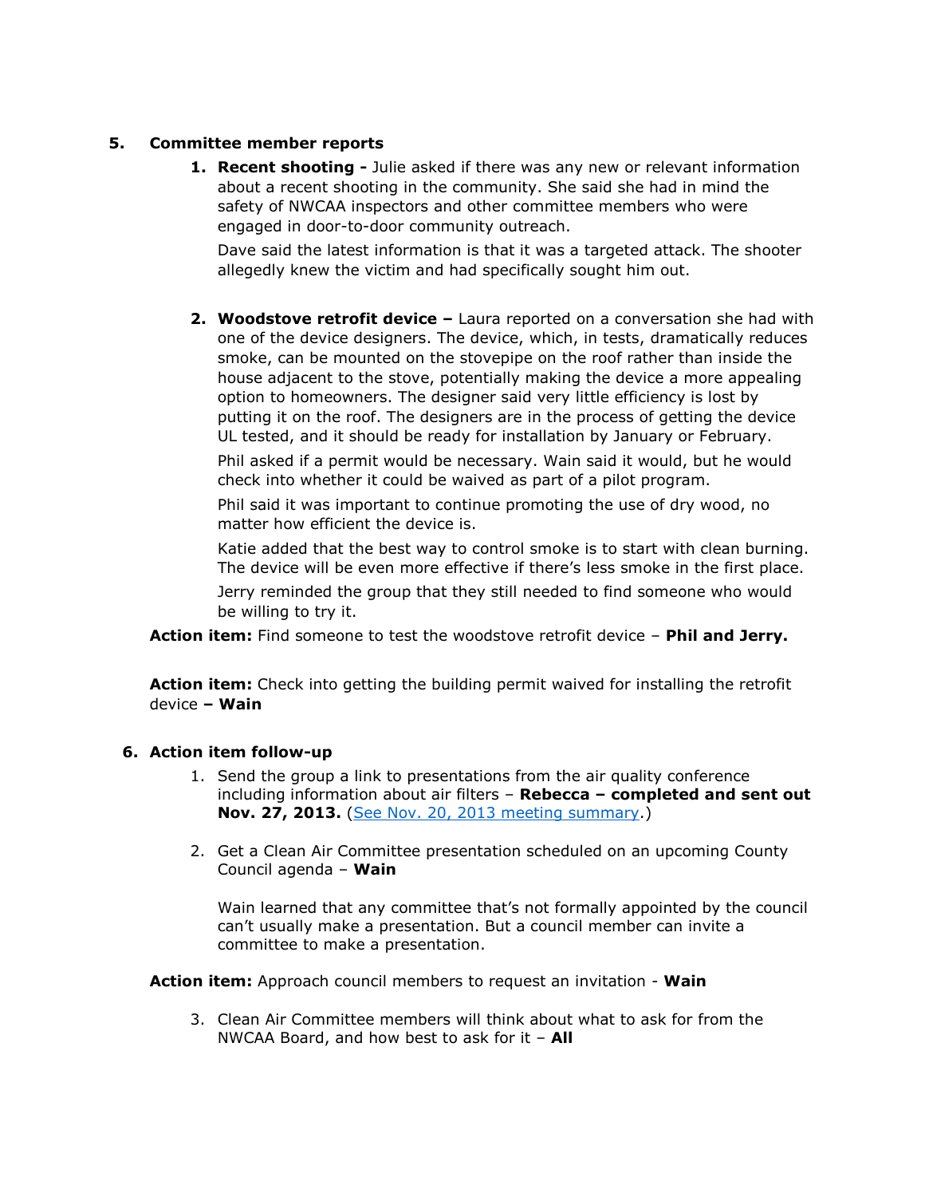5. **Committee member reports**

   1. **Recent shooting -** Julie asked if there was any new or relevant information about a recent shooting in the community. She said she had in mind the safety of NWCAA inspectors and other committee members who were engaged in door-to-door community outreach.

      Dave said the latest information is that it was a targeted attack. The shooter allegedly knew the victim and had specifically sought him out.

   2. **Woodstove retrofit device –** Laura reported on a conversation she had with one of the device designers. The device, which, in tests, dramatically reduces smoke, can be mounted on the stovepipe on the roof rather than inside the house adjacent to the stove, potentially making the device a more appealing option to homeowners. The designer said very little efficiency is lost by putting it on the roof. The designers are in the process of getting the device UL tested, and it should be ready for installation by January or February.

      Phil asked if a permit would be necessary. Wain said it would, but he would check into whether it could be waived as part of a pilot program.

      Phil said it was important to continue promoting the use of dry wood, no matter how efficient the device is.

      Katie added that the best way to control smoke is to start with clean burning. The device will be even more effective if there's less smoke in the first place.

      Jerry reminded the group that they still needed to find someone who would be willing to try it.

   **Action item:** Find someone to test the woodstove retrofit device – **Phil and Jerry.**

   **Action item:** Check into getting the building permit waived for installing the retrofit device **– Wain**

6. **Action item follow-up**

   1. Send the group a link to presentations from the air quality conference including information about air filters – **Rebecca – completed and sent out Nov. 27, 2013.** ([See Nov. 20, 2013 meeting summary](#).)

   2. Get a Clean Air Committee presentation scheduled on an upcoming County Council agenda – **Wain**

      Wain learned that any committee that's not formally appointed by the council can't usually make a presentation. But a council member can invite a committee to make a presentation.

   **Action item:** Approach council members to request an invitation - **Wain**

   3. Clean Air Committee members will think about what to ask for from the NWCAA Board, and how best to ask for it – **All**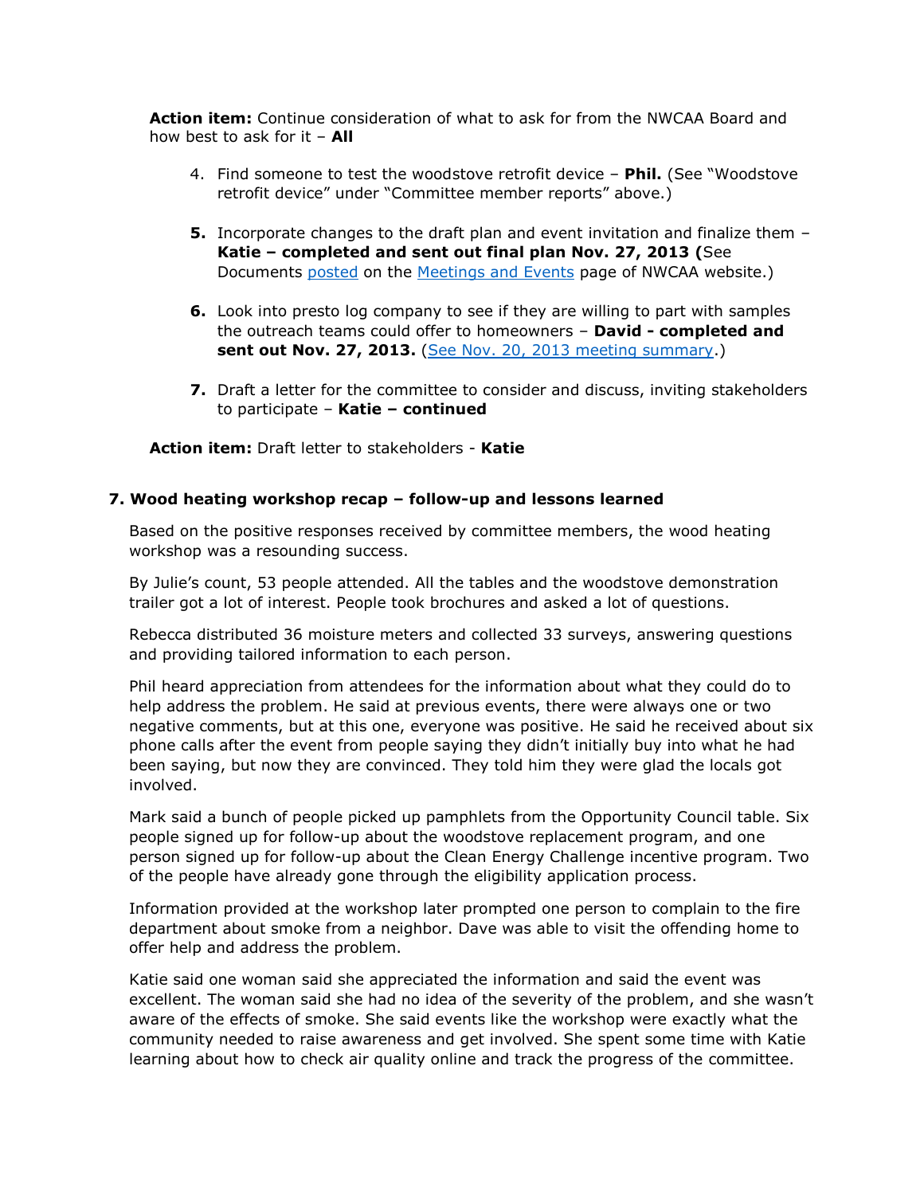**Action item:** Continue consideration of what to ask for from the NWCAA Board and how best to ask for it – **All**

4. Find someone to test the woodstove retrofit device – **Phil.** (See "Woodstove retrofit device" under "Committee member reports" above.)

5. Incorporate changes to the draft plan and event invitation and finalize them – **Katie – completed and sent out final plan Nov. 27, 2013 (**See Documents posted on the Meetings and Events page of NWCAA website.)

6. Look into presto log company to see if they are willing to part with samples the outreach teams could offer to homeowners – **David - completed and sent out Nov. 27, 2013.** (See Nov. 20, 2013 meeting summary.)

7. Draft a letter for the committee to consider and discuss, inviting stakeholders to participate – **Katie – continued**

**Action item:** Draft letter to stakeholders - **Katie**

### 7. Wood heating workshop recap – follow-up and lessons learned

Based on the positive responses received by committee members, the wood heating workshop was a resounding success.

By Julie's count, 53 people attended. All the tables and the woodstove demonstration trailer got a lot of interest. People took brochures and asked a lot of questions.

Rebecca distributed 36 moisture meters and collected 33 surveys, answering questions and providing tailored information to each person.

Phil heard appreciation from attendees for the information about what they could do to help address the problem. He said at previous events, there were always one or two negative comments, but at this one, everyone was positive. He said he received about six phone calls after the event from people saying they didn't initially buy into what he had been saying, but now they are convinced. They told him they were glad the locals got involved.

Mark said a bunch of people picked up pamphlets from the Opportunity Council table. Six people signed up for follow-up about the woodstove replacement program, and one person signed up for follow-up about the Clean Energy Challenge incentive program. Two of the people have already gone through the eligibility application process.

Information provided at the workshop later prompted one person to complain to the fire department about smoke from a neighbor. Dave was able to visit the offending home to offer help and address the problem.

Katie said one woman said she appreciated the information and said the event was excellent. The woman said she had no idea of the severity of the problem, and she wasn't aware of the effects of smoke. She said events like the workshop were exactly what the community needed to raise awareness and get involved. She spent some time with Katie learning about how to check air quality online and track the progress of the committee.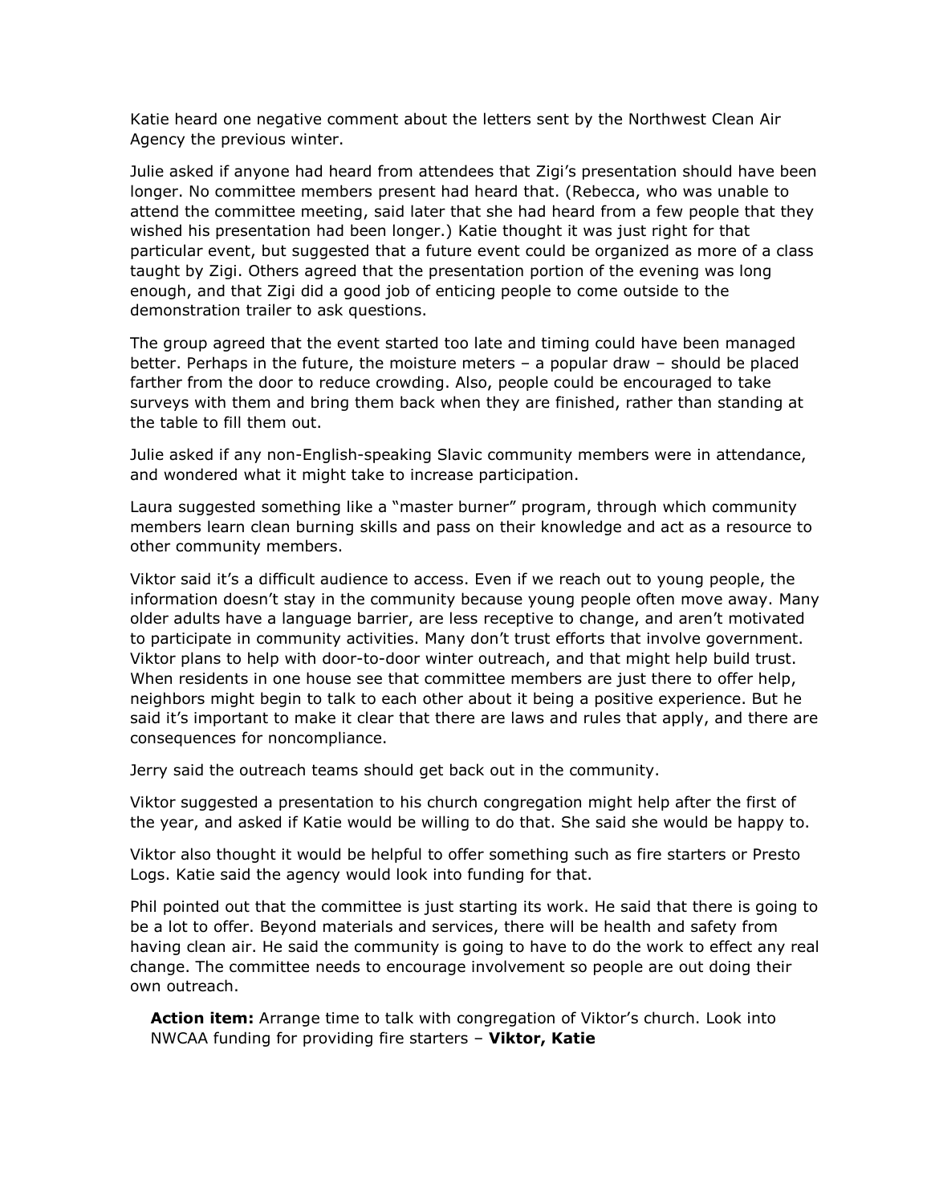Katie heard one negative comment about the letters sent by the Northwest Clean Air Agency the previous winter.

Julie asked if anyone had heard from attendees that Zigi's presentation should have been longer. No committee members present had heard that. (Rebecca, who was unable to attend the committee meeting, said later that she had heard from a few people that they wished his presentation had been longer.) Katie thought it was just right for that particular event, but suggested that a future event could be organized as more of a class taught by Zigi. Others agreed that the presentation portion of the evening was long enough, and that Zigi did a good job of enticing people to come outside to the demonstration trailer to ask questions.

The group agreed that the event started too late and timing could have been managed better. Perhaps in the future, the moisture meters – a popular draw – should be placed farther from the door to reduce crowding. Also, people could be encouraged to take surveys with them and bring them back when they are finished, rather than standing at the table to fill them out.

Julie asked if any non-English-speaking Slavic community members were in attendance, and wondered what it might take to increase participation.

Laura suggested something like a "master burner" program, through which community members learn clean burning skills and pass on their knowledge and act as a resource to other community members.

Viktor said it's a difficult audience to access. Even if we reach out to young people, the information doesn't stay in the community because young people often move away. Many older adults have a language barrier, are less receptive to change, and aren't motivated to participate in community activities. Many don't trust efforts that involve government. Viktor plans to help with door-to-door winter outreach, and that might help build trust. When residents in one house see that committee members are just there to offer help, neighbors might begin to talk to each other about it being a positive experience. But he said it's important to make it clear that there are laws and rules that apply, and there are consequences for noncompliance.

Jerry said the outreach teams should get back out in the community.

Viktor suggested a presentation to his church congregation might help after the first of the year, and asked if Katie would be willing to do that. She said she would be happy to.

Viktor also thought it would be helpful to offer something such as fire starters or Presto Logs. Katie said the agency would look into funding for that.

Phil pointed out that the committee is just starting its work. He said that there is going to be a lot to offer. Beyond materials and services, there will be health and safety from having clean air. He said the community is going to have to do the work to effect any real change. The committee needs to encourage involvement so people are out doing their own outreach.

> **Action item:** Arrange time to talk with congregation of Viktor's church. Look into NWCAA funding for providing fire starters – **Viktor, Katie**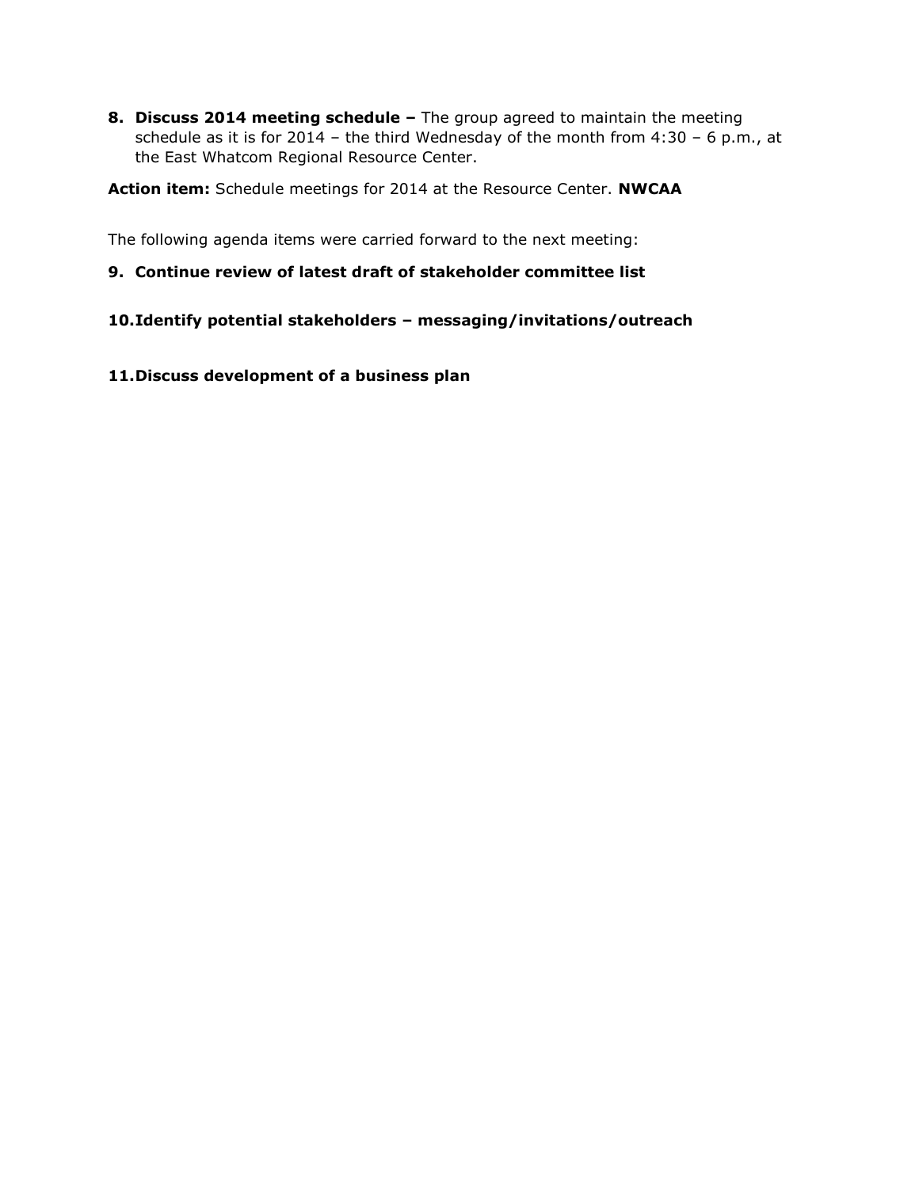8. **Discuss 2014 meeting schedule –** The group agreed to maintain the meeting schedule as it is for 2014 – the third Wednesday of the month from 4:30 – 6 p.m., at the East Whatcom Regional Resource Center.

**Action item:** Schedule meetings for 2014 at the Resource Center. **NWCAA**

The following agenda items were carried forward to the next meeting:

9. **Continue review of latest draft of stakeholder committee list**

10. **Identify potential stakeholders – messaging/invitations/outreach**

11. **Discuss development of a business plan**